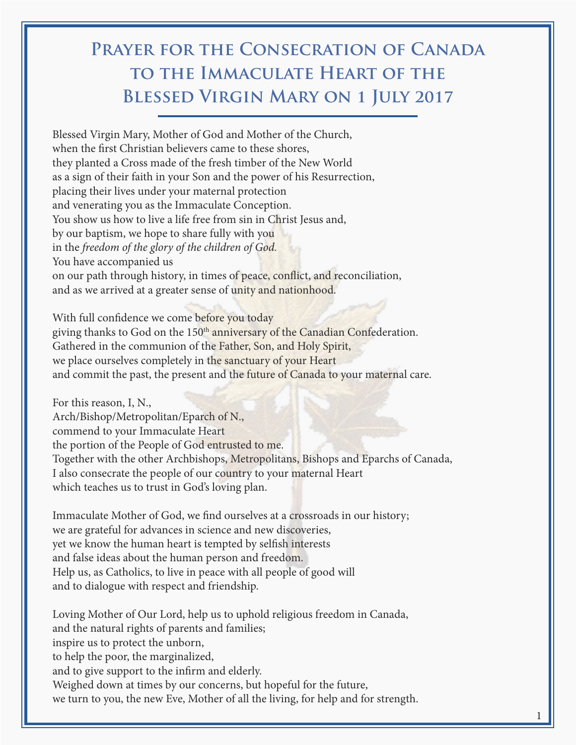# Prayer for the Consecration of Canada to the Immaculate Heart of the Blessed Virgin Mary on 1 July 2017

Blessed Virgin Mary, Mother of God and Mother of the Church,
when the first Christian believers came to these shores,
they planted a Cross made of the fresh timber of the New World
as a sign of their faith in your Son and the power of his Resurrection,
placing their lives under your maternal protection
and venerating you as the Immaculate Conception.
You show us how to live a life free from sin in Christ Jesus and,
by our baptism, we hope to share fully with you
in the *freedom of the glory of the children of God.*
You have accompanied us
on our path through history, in times of peace, conflict, and reconciliation,
and as we arrived at a greater sense of unity and nationhood.

With full confidence we come before you today
giving thanks to God on the 150th anniversary of the Canadian Confederation.
Gathered in the communion of the Father, Son, and Holy Spirit,
we place ourselves completely in the sanctuary of your Heart
and commit the past, the present and the future of Canada to your maternal care.

For this reason, I, N.,
Arch/Bishop/Metropolitan/Eparch of N.,
commend to your Immaculate Heart
the portion of the People of God entrusted to me.
Together with the other Archbishops, Metropolitans, Bishops and Eparchs of Canada,
I also consecrate the people of our country to your maternal Heart
which teaches us to trust in God's loving plan.

Immaculate Mother of God, we find ourselves at a crossroads in our history;
we are grateful for advances in science and new discoveries,
yet we know the human heart is tempted by selfish interests
and false ideas about the human person and freedom.
Help us, as Catholics, to live in peace with all people of good will
and to dialogue with respect and friendship.

Loving Mother of Our Lord, help us to uphold religious freedom in Canada,
and the natural rights of parents and families;
inspire us to protect the unborn,
to help the poor, the marginalized,
and to give support to the infirm and elderly.
Weighed down at times by our concerns, but hopeful for the future,
we turn to you, the new Eve, Mother of all the living, for help and for strength.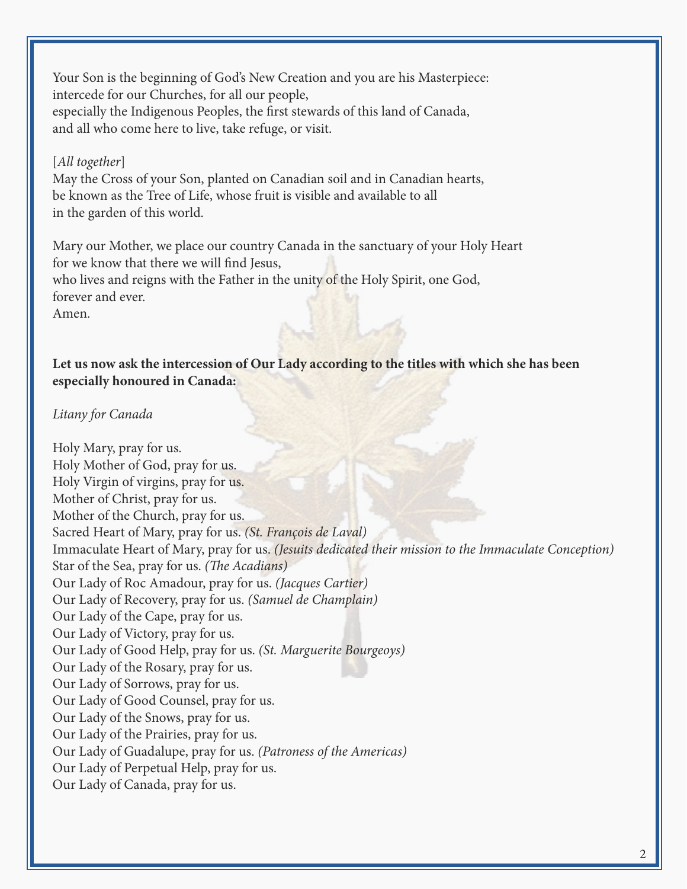Your Son is the beginning of God's New Creation and you are his Masterpiece:
intercede for our Churches, for all our people,
especially the Indigenous Peoples, the first stewards of this land of Canada,
and all who come here to live, take refuge, or visit.

[*All together*]
May the Cross of your Son, planted on Canadian soil and in Canadian hearts,
be known as the Tree of Life, whose fruit is visible and available to all
in the garden of this world.

Mary our Mother, we place our country Canada in the sanctuary of your Holy Heart
for we know that there we will find Jesus,
who lives and reigns with the Father in the unity of the Holy Spirit, one God,
forever and ever.
Amen.

**Let us now ask the intercession of Our Lady according to the titles with which she has been especially honoured in Canada:**

*Litany for Canada*

Holy Mary, pray for us.
Holy Mother of God, pray for us.
Holy Virgin of virgins, pray for us.
Mother of Christ, pray for us.
Mother of the Church, pray for us.
Sacred Heart of Mary, pray for us. *(St. François de Laval)*
Immaculate Heart of Mary, pray for us. *(Jesuits dedicated their mission to the Immaculate Conception)*
Star of the Sea, pray for us. *(The Acadians)*
Our Lady of Roc Amadour, pray for us. *(Jacques Cartier)*
Our Lady of Recovery, pray for us. *(Samuel de Champlain)*
Our Lady of the Cape, pray for us.
Our Lady of Victory, pray for us.
Our Lady of Good Help, pray for us. *(St. Marguerite Bourgeoys)*
Our Lady of the Rosary, pray for us.
Our Lady of Sorrows, pray for us.
Our Lady of Good Counsel, pray for us.
Our Lady of the Snows, pray for us.
Our Lady of the Prairies, pray for us.
Our Lady of Guadalupe, pray for us. *(Patroness of the Americas)*
Our Lady of Perpetual Help, pray for us.
Our Lady of Canada, pray for us.